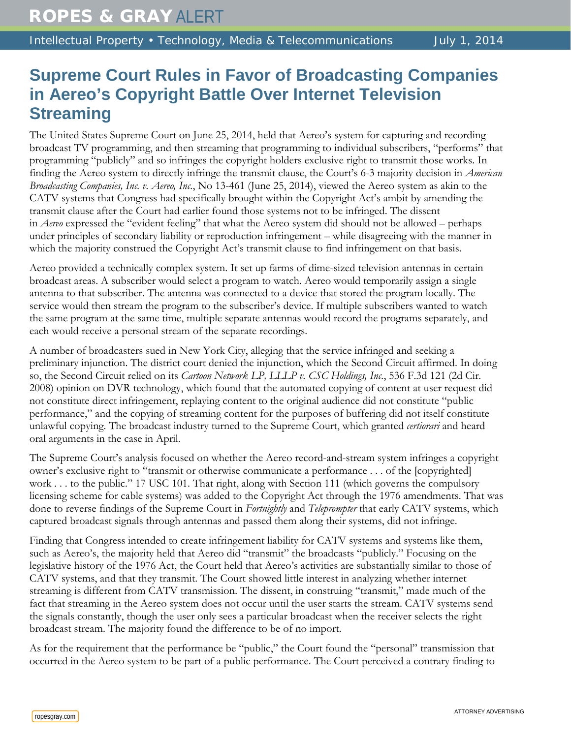# Supreme Court Rules in Favor of Broadcasting Companies in Aereo's Copyright Battle Over Internet Television Streaming

The United States Supreme Court on June 25, 2014, held that Aereo's system for capturing and recording broadcast TV programming, and then streaming that programming to individual subscribers, "performs" that programming "publicly" and so infringes the copyright holders exclusive right to transmit those works. In finding the Aereo system to directly infringe the transmit clause, the Court's 6-3 majority decision in *American Broadcasting Companies, Inc. v. Aereo, Inc.*, No 13-461 (June 25, 2014), viewed the Aereo system as akin to the CATV systems that Congress had specifically brought within the Copyright Act's ambit by amending the transmit clause after the Court had earlier found those systems not to be infringed. The dissent in *Aereo* expressed the "evident feeling" that what the Aereo system did should not be allowed – perhaps under principles of secondary liability or reproduction infringement – while disagreeing with the manner in which the majority construed the Copyright Act's transmit clause to find infringement on that basis.

Aereo provided a technically complex system. It set up farms of dime-sized television antennas in certain broadcast areas. A subscriber would select a program to watch. Aereo would temporarily assign a single antenna to that subscriber. The antenna was connected to a device that stored the program locally. The service would then stream the program to the subscriber's device. If multiple subscribers wanted to watch the same program at the same time, multiple separate antennas would record the programs separately, and each would receive a personal stream of the separate recordings.

A number of broadcasters sued in New York City, alleging that the service infringed and seeking a preliminary injunction. The district court denied the injunction, which the Second Circuit affirmed. In doing so, the Second Circuit relied on its *Cartoon Network LP, LLLP v. CSC Holdings, Inc.*, 536 F.3d 121 (2d Cir. 2008) opinion on DVR technology, which found that the automated copying of content at user request did not constitute direct infringement, replaying content to the original audience did not constitute "public performance," and the copying of streaming content for the purposes of buffering did not itself constitute unlawful copying. The broadcast industry turned to the Supreme Court, which granted *certiorari* and heard oral arguments in the case in April.

The Supreme Court's analysis focused on whether the Aereo record-and-stream system infringes a copyright owner's exclusive right to "transmit or otherwise communicate a performance . . . of the [copyrighted] work . . . to the public." 17 USC 101. That right, along with Section 111 (which governs the compulsory licensing scheme for cable systems) was added to the Copyright Act through the 1976 amendments. That was done to reverse findings of the Supreme Court in *Fortnightly* and *Teleprompter* that early CATV systems, which captured broadcast signals through antennas and passed them along their systems, did not infringe.

Finding that Congress intended to create infringement liability for CATV systems and systems like them, such as Aereo's, the majority held that Aereo did "transmit" the broadcasts "publicly." Focusing on the legislative history of the 1976 Act, the Court held that Aereo's activities are substantially similar to those of CATV systems, and that they transmit. The Court showed little interest in analyzing whether internet streaming is different from CATV transmission. The dissent, in construing "transmit," made much of the fact that streaming in the Aereo system does not occur until the user starts the stream. CATV systems send the signals constantly, though the user only sees a particular broadcast when the receiver selects the right broadcast stream. The majority found the difference to be of no import.

As for the requirement that the performance be "public," the Court found the "personal" transmission that occurred in the Aereo system to be part of a public performance. The Court perceived a contrary finding to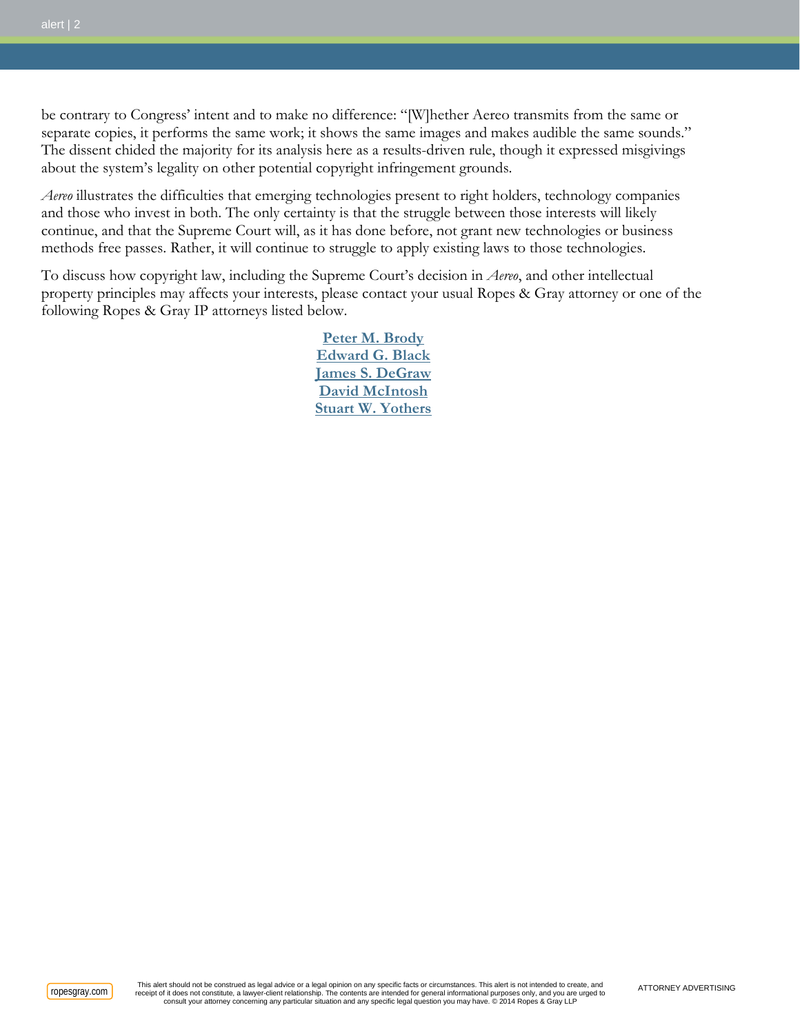be contrary to Congress' intent and to make no difference: "[W]hether Aereo transmits from the same or separate copies, it performs the same work; it shows the same images and makes audible the same sounds." The dissent chided the majority for its analysis here as a results-driven rule, though it expressed misgivings about the system's legality on other potential copyright infringement grounds.

*Aereo* illustrates the difficulties that emerging technologies present to right holders, technology companies and those who invest in both. The only certainty is that the struggle between those interests will likely continue, and that the Supreme Court will, as it has done before, not grant new technologies or business methods free passes. Rather, it will continue to struggle to apply existing laws to those technologies.

To discuss how copyright law, including the Supreme Court's decision in *Aereo*, and other intellectual property principles may affects your interests, please contact your usual Ropes & Gray attorney or one of the following Ropes & Gray IP attorneys listed below.

**Peter M. Brody**
**Edward G. Black**
**James S. DeGraw**
**David McIntosh**
**Stuart W. Yothers**

ropesgray.com

This alert should not be construed as legal advice or a legal opinion on any specific facts or circumstances. This alert is not intended to create, and receipt of it does not constitute, a lawyer-client relationship. The contents are intended for general informational purposes only, and you are urged to consult your attorney concerning any particular situation and any specific legal question you may have. © 2014 Ropes & Gray LLP

ATTORNEY ADVERTISING